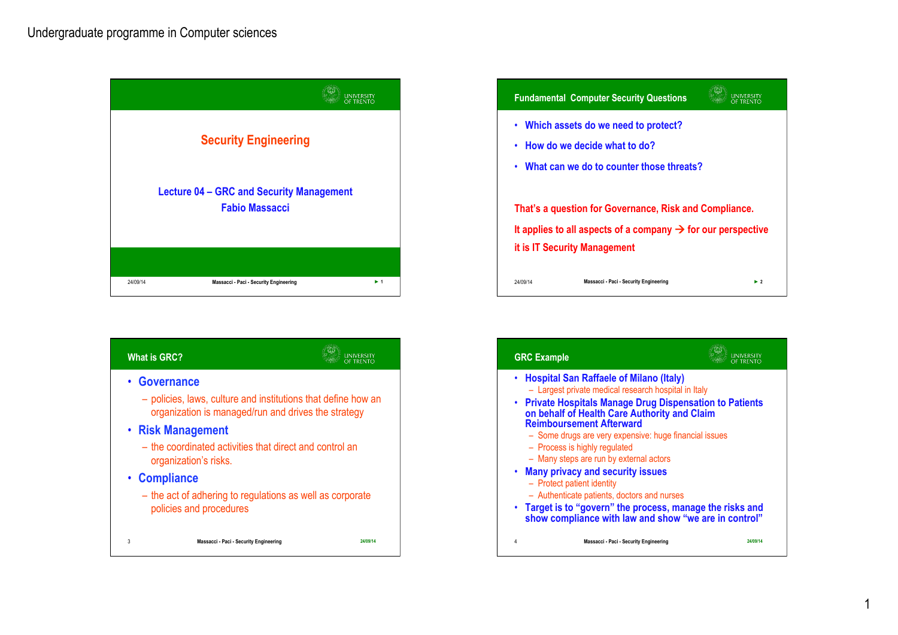Undergraduate programme in Computer sciences

# Security Engineering

## Lecture 04 – GRC and Security Management

Fabio Massacci

## Fundamental Computer Security Questions

- Which assets do we need to protect?
- How do we decide what to do?
- What can we do to counter those threats?

That's a question for Governance, Risk and Compliance.

It applies to all aspects of a company → for our perspective it is IT Security Management

## What is GRC?

- **Governance**
  - policies, laws, culture and institutions that define how an organization is managed/run and drives the strategy
- **Risk Management**
  - the coordinated activities that direct and control an organization's risks.
- **Compliance**
  - the act of adhering to regulations as well as corporate policies and procedures

## GRC Example

- Hospital San Raffaele of Milano (Italy)
  - Largest private medical research hospital in Italy
- Private Hospitals Manage Drug Dispensation to Patients on behalf of Health Care Authority and Claim Reimboursement Afterward
  - Some drugs are very expensive: huge financial issues
  - Process is highly regulated
  - Many steps are run by external actors
- Many privacy and security issues
  - Protect patient identity
  - Authenticate patients, doctors and nurses
- Target is to "govern" the process, manage the risks and show compliance with law and show "we are in control"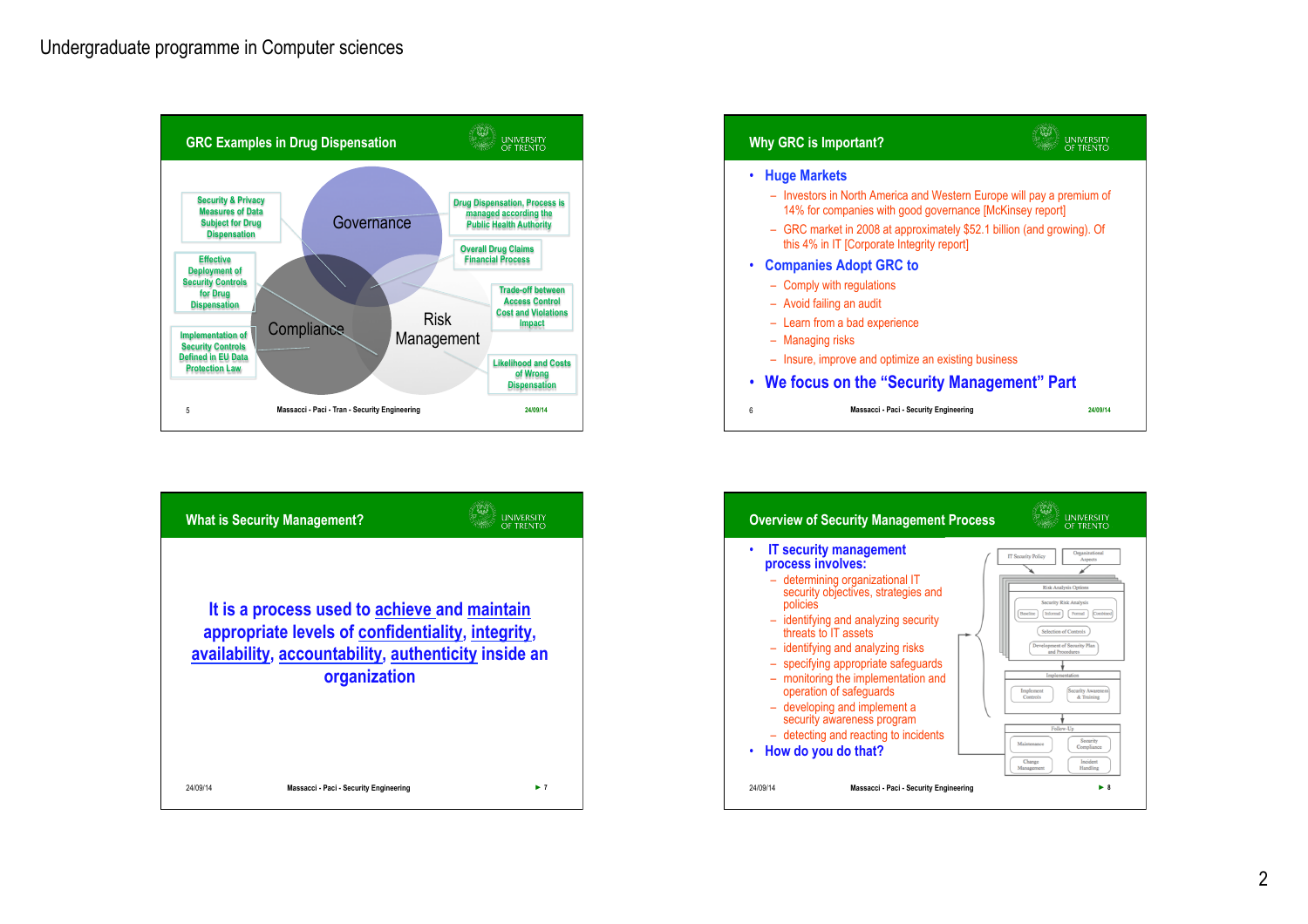## GRC Examples in Drug Dispensation

- Governance
  - Drug Dispensation, Process is managed according the Public Health Authority
  - Security & Privacy Measures of Data Subject for Drug Dispensation
  - Overall Drug Claims Financial Process
- Compliance
  - Effective Deployment of Security Controls for Drug Dispensation
  - Implementation of Security Controls Defined in EU Data Protection Law
- Risk Management
  - Trade-off between Access Control Cost and Violations Impact
  - Likelihood and Costs of Wrong Dispensation

## Why GRC is Important?

- **Huge Markets**
  - Investors in North America and Western Europe will pay a premium of 14% for companies with good governance [McKinsey report]
  - GRC market in 2008 at approximately $52.1 billion (and growing). Of this 4% in IT [Corporate Integrity report]
- **Companies Adopt GRC to**
  - Comply with regulations
  - Avoid failing an audit
  - Learn from a bad experience
  - Managing risks
  - Insure, improve and optimize an existing business
- **We focus on the “Security Management” Part**

## What is Security Management?

**It is a process used to achieve and maintain appropriate levels of confidentiality, integrity, availability, accountability, authenticity inside an organization**

## Overview of Security Management Process

- **IT security management process involves:**
  - determining organizational IT security objectives, strategies and policies
  - identifying and analyzing security threats to IT assets
  - identifying and analyzing risks
  - specifying appropriate safeguards
  - monitoring the implementation and operation of safeguards
  - developing and implement a security awareness program
  - detecting and reacting to incidents
- **How do you do that?**

IT Security Policy; Organizational Aspects; Risk Analysis Options; Security Risk Analysis (Baseline, Informal, Formal, Combined); Selection of Controls; Development of Security Plan and Procedures; Implementation (Implement Controls, Security Awareness & Training); Follow-Up (Maintenance, Security Compliance, Change Management, Incident Handling)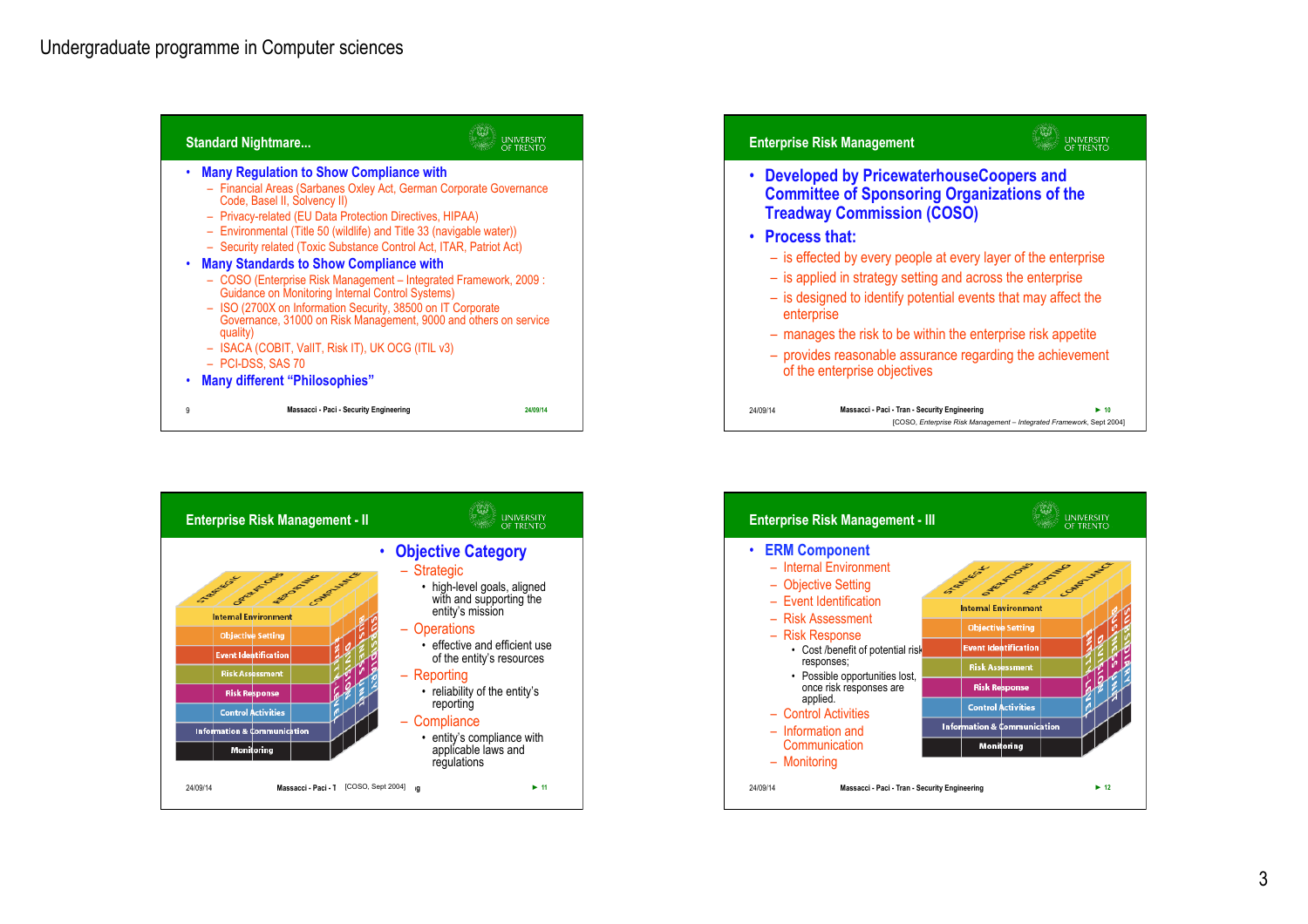Undergraduate programme in Computer sciences

## Standard Nightmare...

- **Many Regulation to Show Compliance with**
  - Financial Areas (Sarbanes Oxley Act, German Corporate Governance Code, Basel II, Solvency II)
  - Privacy-related (EU Data Protection Directives, HIPAA)
  - Environmental (Title 50 (wildlife) and Title 33 (navigable water))
  - Security related (Toxic Substance Control Act, ITAR, Patriot Act)
- **Many Standards to Show Compliance with**
  - COSO (Enterprise Risk Management – Integrated Framework, 2009 : Guidance on Monitoring Internal Control Systems)
  - ISO (2700X on Information Security, 38500 on IT Corporate Governance, 31000 on Risk Management, 9000 and others on service quality)
  - ISACA (COBIT, ValIT, Risk IT), UK OCG (ITIL v3)
  - PCI-DSS, SAS 70
- **Many different "Philosophies"**

## Enterprise Risk Management

- **Developed by PricewaterhouseCoopers and Committee of Sponsoring Organizations of the Treadway Commission (COSO)**
- **Process that:**
  - is effected by every people at every layer of the enterprise
  - is applied in strategy setting and across the enterprise
  - is designed to identify potential events that may affect the enterprise
  - manages the risk to be within the enterprise risk appetite
  - provides reasonable assurance regarding the achievement of the enterprise objectives

[COSO, *Enterprise Risk Management – Integrated Framework*, Sept 2004]

## Enterprise Risk Management - II

Cube diagram — top: Strategic, Operations, Reporting, Compliance; front: Internal Environment, Objective Setting, Event Identification, Risk Assessment, Risk Response, Control Activities, Information & Communication, Monitoring; side: Entity-Level, Division, Business Unit, Subsidiary.

- **Objective Category**
  - Strategic
    - high-level goals, aligned with and supporting the entity's mission
  - Operations
    - effective and efficient use of the entity's resources
  - Reporting
    - reliability of the entity's reporting
  - Compliance
    - entity's compliance with applicable laws and regulations

[COSO, Sept 2004]

## Enterprise Risk Management - III

- **ERM Component**
  - Internal Environment
  - Objective Setting
  - Event Identification
  - Risk Assessment
  - Risk Response
    - Cost /benefit of potential risk responses;
    - Possible opportunities lost, once risk responses are applied.
  - Control Activities
  - Information and Communication
  - Monitoring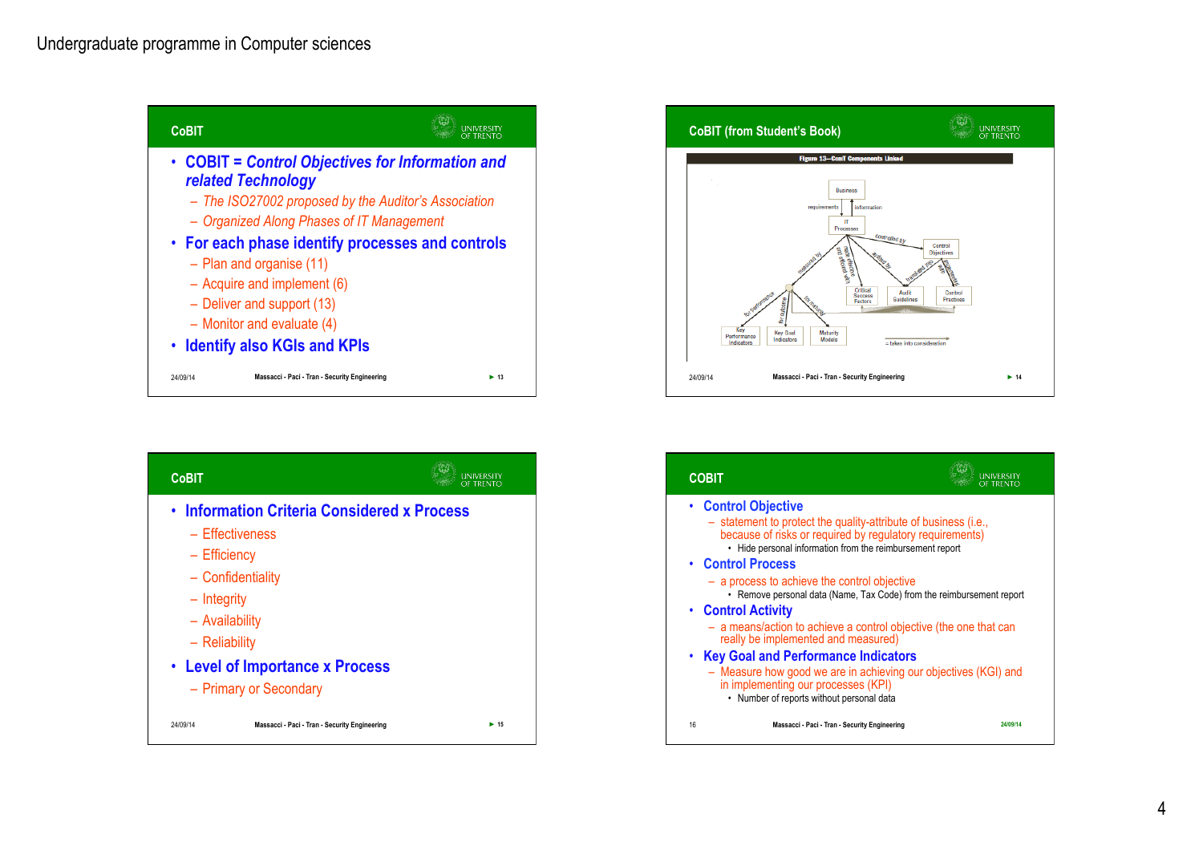## CoBIT

- **COBIT = *Control Objectives for Information and related Technology***
  - *The ISO27002 proposed by the Auditor's Association*
  - *Organized Along Phases of IT Management*
- **For each phase identify processes and controls**
  - Plan and organise (11)
  - Acquire and implement (6)
  - Deliver and support (13)
  - Monitor and evaluate (4)
- **Identify also KGIs and KPIs**

## CoBIT (from Student's Book)

Figure 13—CobiT Components Linked

Business — requirements / information — IT Processes — controlled by — Control Objectives; IT Processes — audited by — Audit Guidelines; Control Objectives — translated into — Audit Guidelines; Control Objectives — implemented with — Control Practices; IT Processes — measured by — Key Performance Indicators (for performance), Key Goal Indicators (for outcome), Maturity Models (for maturity); IT Processes — made effective and efficient with — Critical Success Factors

→ = takes into consideration

## CoBIT

- **Information Criteria Considered x Process**
  - Effectiveness
  - Efficiency
  - Confidentiality
  - Integrity
  - Availability
  - Reliability
- **Level of Importance x Process**
  - Primary or Secondary

## COBIT

- **Control Objective**
  - statement to protect the quality-attribute of business (i.e., because of risks or required by regulatory requirements)
    - Hide personal information from the reimbursement report
- **Control Process**
  - a process to achieve the control objective
    - Remove personal data (Name, Tax Code) from the reimbursement report
- **Control Activity**
  - a means/action to achieve a control objective (the one that can really be implemented and measured)
- **Key Goal and Performance Indicators**
  - Measure how good we are in achieving our objectives (KGI) and in implementing our processes (KPI)
    - Number of reports without personal data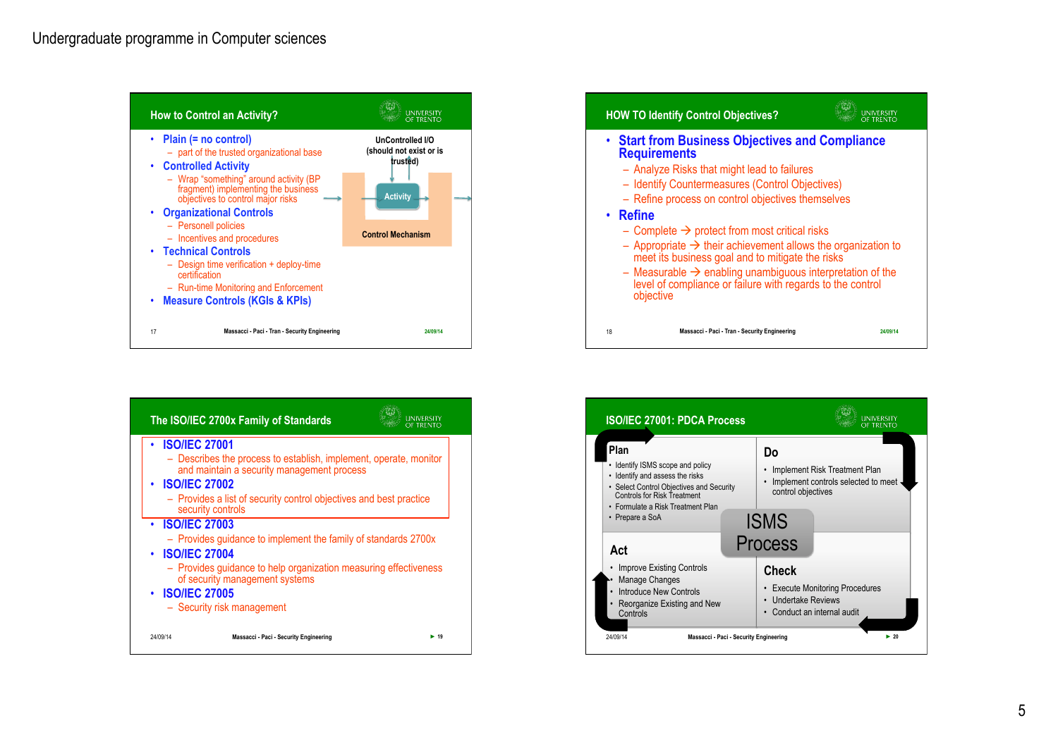Undergraduate programme in Computer sciences

## How to Control an Activity?

- Plain (= no control)
  - part of the trusted organizational base
- Controlled Activity
  - Wrap "something" around activity (BP fragment) implementing the business objectives to control major risks
- Organizational Controls
  - Personell policies
  - Incentives and procedures
- Technical Controls
  - Design time verification + deploy-time certification
  - Run-time Monitoring and Enforcement
- Measure Controls (KGIs & KPIs)

UnControlled I/O (should not exist or is trusted)

Activity

Control Mechanism

## HOW TO Identify Control Objectives?

- Start from Business Objectives and Compliance Requirements
  - Analyze Risks that might lead to failures
  - Identify Countermeasures (Control Objectives)
  - Refine process on control objectives themselves
- Refine
  - Complete → protect from most critical risks
  - Appropriate → their achievement allows the organization to meet its business goal and to mitigate the risks
  - Measurable → enabling unambiguous interpretation of the level of compliance or failure with regards to the control objective

## The ISO/IEC 2700x Family of Standards

- ISO/IEC 27001
  - Describes the process to establish, implement, operate, monitor and maintain a security management process
- ISO/IEC 27002
  - Provides a list of security control objectives and best practice security controls
- ISO/IEC 27003
  - Provides guidance to implement the family of standards 2700x
- ISO/IEC 27004
  - Provides guidance to help organization measuring effectiveness of security management systems
- ISO/IEC 27005
  - Security risk management

## ISO/IEC 27001: PDCA Process

**Plan**
- Identify ISMS scope and policy
- Identify and assess the risks
- Select Control Objectives and Security Controls for Risk Treatment
- Formulate a Risk Treatment Plan
- Prepare a SoA

**Do**
- Implement Risk Treatment Plan
- Implement controls selected to meet control objectives

ISMS Process

**Act**
- Improve Existing Controls
- Manage Changes
- Introduce New Controls
- Reorganize Existing and New Controls

**Check**
- Execute Monitoring Procedures
- Undertake Reviews
- Conduct an internal audit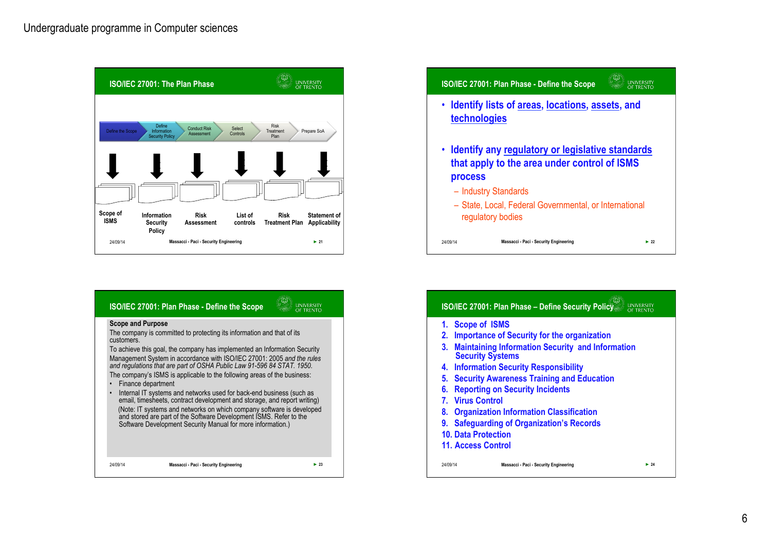Undergraduate programme in Computer sciences

## ISO/IEC 27001: The Plan Phase

Define the Scope → Define Information Security Policy → Conduct Risk Assessment → Select Controls → Risk Treatment Plan → Prepare SoA

- Scope of ISMS
- Information Security Policy
- Risk Assessment
- List of controls
- Risk Treatment Plan
- Statement of Applicability

## ISO/IEC 27001: Plan Phase - Define the Scope

- Identify lists of areas, locations, assets, and technologies
- Identify any regulatory or legislative standards that apply to the area under control of ISMS process
  - Industry Standards
  - State, Local, Federal Governmental, or International regulatory bodies

## ISO/IEC 27001: Plan Phase - Define the Scope

**Scope and Purpose**

The company is committed to protecting its information and that of its customers.

To achieve this goal, the company has implemented an Information Security Management System in accordance with ISO/IEC 27001: 2005 *and the rules and regulations that are part of OSHA Public Law 91-596 84 STAT. 1950.*

The company's ISMS is applicable to the following areas of the business:

- Finance department
- Internal IT systems and networks used for back-end business (such as email, timesheets, contract development and storage, and report writing)

  (Note: IT systems and networks on which company software is developed and stored are part of the Software Development ISMS. Refer to the Software Development Security Manual for more information.)

## ISO/IEC 27001: Plan Phase – Define Security Policy

1. Scope of ISMS
2. Importance of Security for the organization
3. Maintaining Information Security and Information Security Systems
4. Information Security Responsibility
5. Security Awareness Training and Education
6. Reporting on Security Incidents
7. Virus Control
8. Organization Information Classification
9. Safeguarding of Organization's Records
10. Data Protection
11. Access Control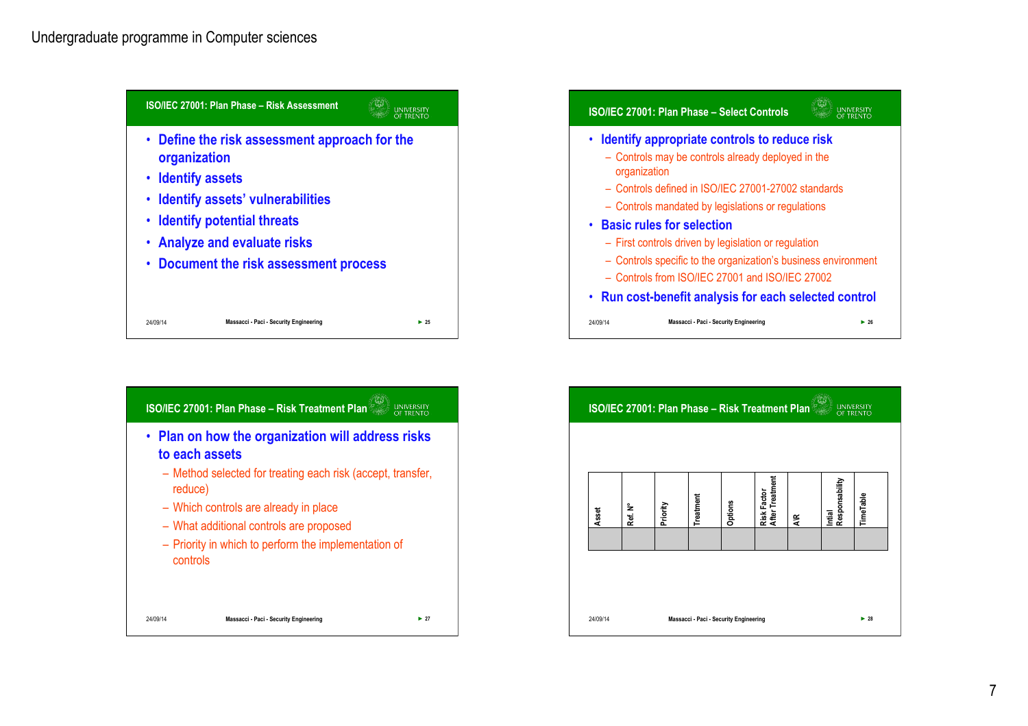## ISO/IEC 27001: Plan Phase – Risk Assessment

- Define the risk assessment approach for the organization
- Identify assets
- Identify assets' vulnerabilities
- Identify potential threats
- Analyze and evaluate risks
- Document the risk assessment process

## ISO/IEC 27001: Plan Phase – Select Controls

- Identify appropriate controls to reduce risk
  - Controls may be controls already deployed in the organization
  - Controls defined in ISO/IEC 27001-27002 standards
  - Controls mandated by legislations or regulations
- Basic rules for selection
  - First controls driven by legislation or regulation
  - Controls specific to the organization's business environment
  - Controls from ISO/IEC 27001 and ISO/IEC 27002
- Run cost-benefit analysis for each selected control

## ISO/IEC 27001: Plan Phase – Risk Treatment Plan

- Plan on how the organization will address risks to each assets
  - Method selected for treating each risk (accept, transfer, reduce)
  - Which controls are already in place
  - What additional controls are proposed
  - Priority in which to perform the implementation of controls

## ISO/IEC 27001: Plan Phase – Risk Treatment Plan

| Asset | Ref. N° | Priority | Treatment | Options | Risk Factor After Treatment | A/R | Intial Responsability | TimeTable |
|---|---|---|---|---|---|---|---|---|
| | | | | | | | | |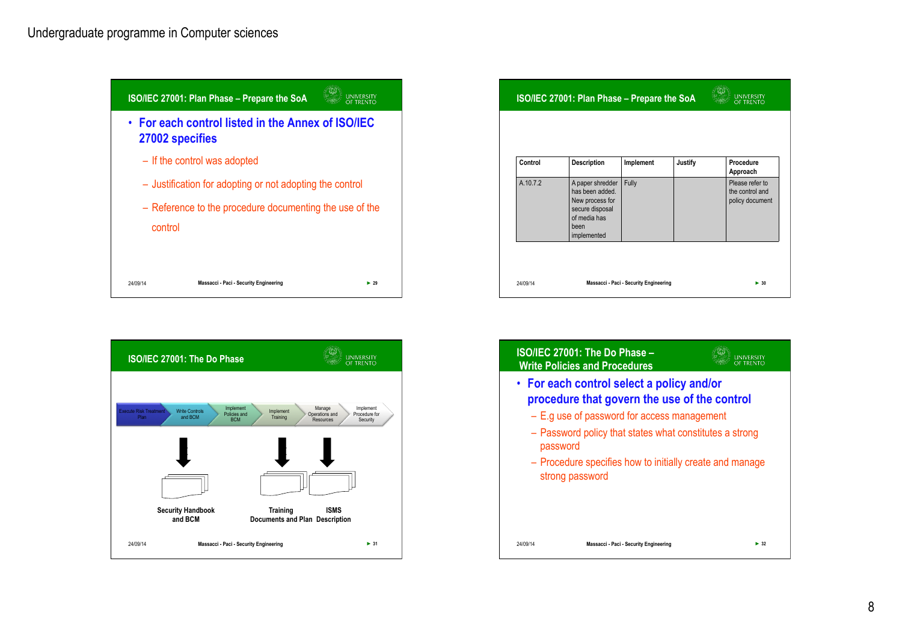Undergraduate programme in Computer sciences

## ISO/IEC 27001: Plan Phase – Prepare the SoA

- **For each control listed in the Annex of ISO/IEC 27002 specifies**
  - If the control was adopted
  - Justification for adopting or not adopting the control
  - Reference to the procedure documenting the use of the control

## ISO/IEC 27001: Plan Phase – Prepare the SoA

| Control | Description | Implement | Justify | Procedure Approach |
|---|---|---|---|---|
| A.10.7.2 | A paper shredder has been added. New process for secure disposal of media has been implemented | Fully | | Please refer to the control and policy document |

## ISO/IEC 27001: The Do Phase

Execute Risk Treatment Plan → Write Controls and BCM → Implement Policies and BCM → Implement Training → Manage Operations and Resources → Implement Procedure for Security

Security Handbook and BCM

Training Documents and Plan

ISMS Description

## ISO/IEC 27001: The Do Phase – Write Policies and Procedures

- **For each control select a policy and/or procedure that govern the use of the control**
  - E.g use of password for access management
  - Password policy that states what constitutes a strong password
  - Procedure specifies how to initially create and manage strong password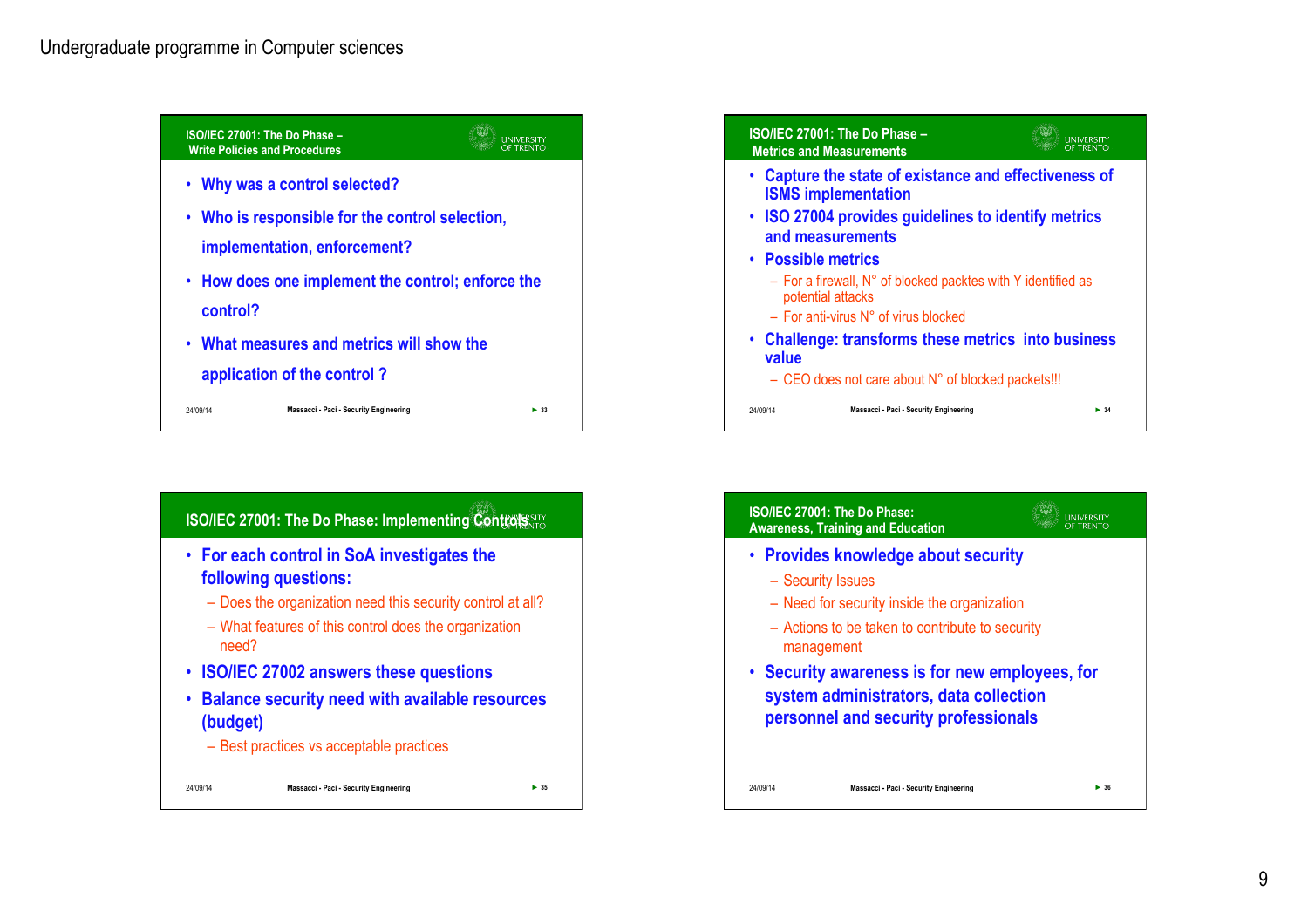## ISO/IEC 27001: The Do Phase – Write Policies and Procedures

- Why was a control selected?
- Who is responsible for the control selection, implementation, enforcement?
- How does one implement the control; enforce the control?
- What measures and metrics will show the application of the control ?

## ISO/IEC 27001: The Do Phase – Metrics and Measurements

- Capture the state of existance and effectiveness of ISMS implementation
- ISO 27004 provides guidelines to identify metrics and measurements
- Possible metrics
  - For a firewall, N° of blocked packtes with Y identified as potential attacks
  - For anti-virus N° of virus blocked
- Challenge: transforms these metrics into business value
  - CEO does not care about N° of blocked packets!!!

## ISO/IEC 27001: The Do Phase: Implementing Controls

- For each control in SoA investigates the following questions:
  - Does the organization need this security control at all?
  - What features of this control does the organization need?
- ISO/IEC 27002 answers these questions
- Balance security need with available resources (budget)
  - Best practices vs acceptable practices

## ISO/IEC 27001: The Do Phase: Awareness, Training and Education

- Provides knowledge about security
  - Security Issues
  - Need for security inside the organization
  - Actions to be taken to contribute to security management
- Security awareness is for new employees, for system administrators, data collection personnel and security professionals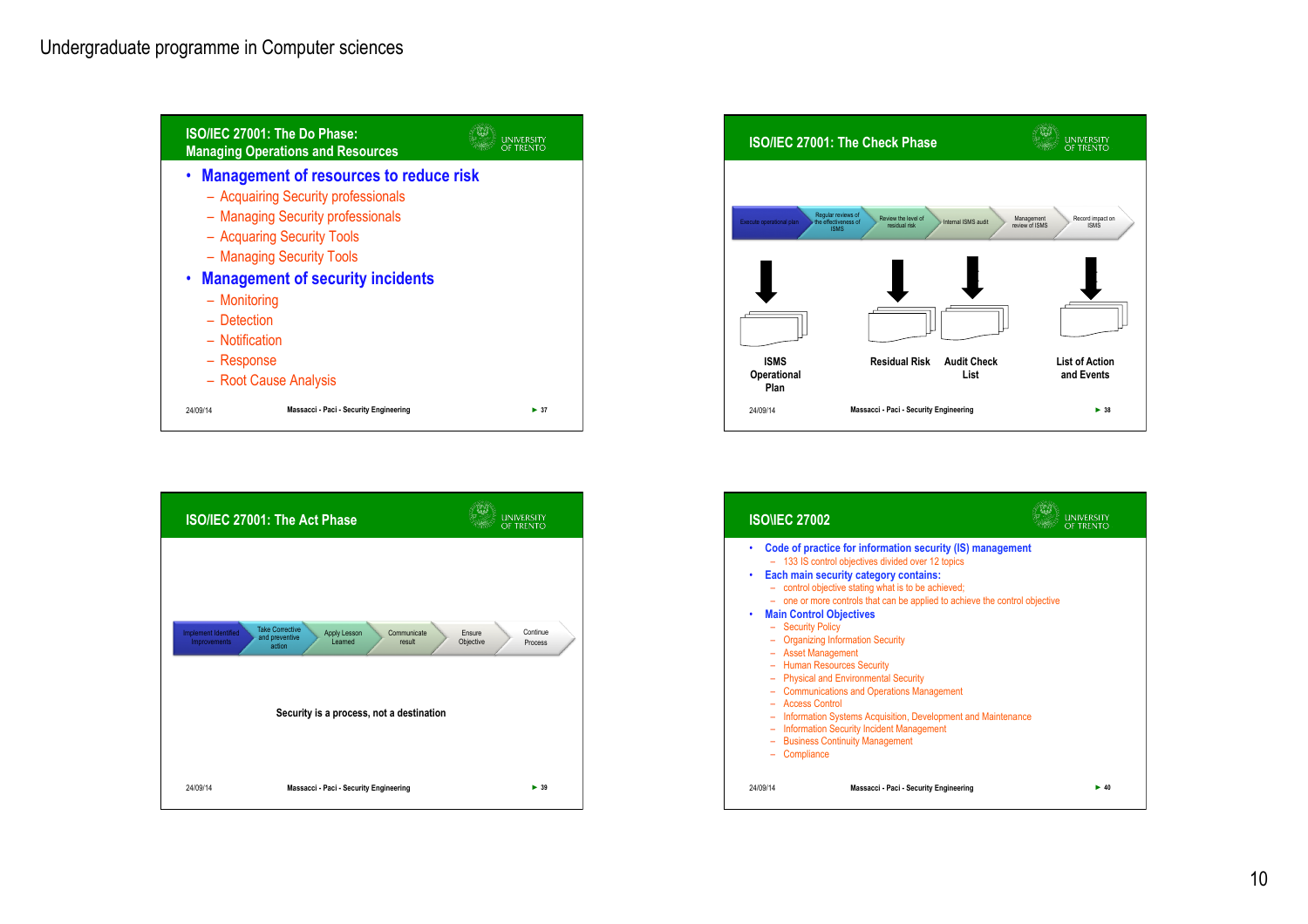## ISO/IEC 27001: The Do Phase: Managing Operations and Resources

- **Management of resources to reduce risk**
  - Acquairing Security professionals
  - Managing Security professionals
  - Acquaring Security Tools
  - Managing Security Tools
- **Management of security incidents**
  - Monitoring
  - Detection
  - Notification
  - Response
  - Root Cause Analysis

## ISO/IEC 27001: The Check Phase

Execute operational plan → Regular reviews of the effectiveness of ISMS → Review the level of residual risk → Internal ISMS audit → Management review of ISMS → Record impact on ISMS

- ISMS Operational Plan
- Residual Risk
- Audit Check List
- List of Action and Events

## ISO/IEC 27001: The Act Phase

Implement identified Improvements → Take Corrective and preventive action → Apply Lesson Learned → Communicate result → Ensure Objective → Continue Process

Security is a process, not a destination

## ISO\IEC 27002

- Code of practice for information security (IS) management
  - 133 IS control objectives divided over 12 topics
- Each main security category contains:
  - control objective stating what is to be achieved;
  - one or more controls that can be applied to achieve the control objective
- Main Control Objectives
  - Security Policy
  - Organizing Information Security
  - Asset Management
  - Human Resources Security
  - Physical and Environmental Security
  - Communications and Operations Management
  - Access Control
  - Information Systems Acquisition, Development and Maintenance
  - Information Security Incident Management
  - Business Continuity Management
  - Compliance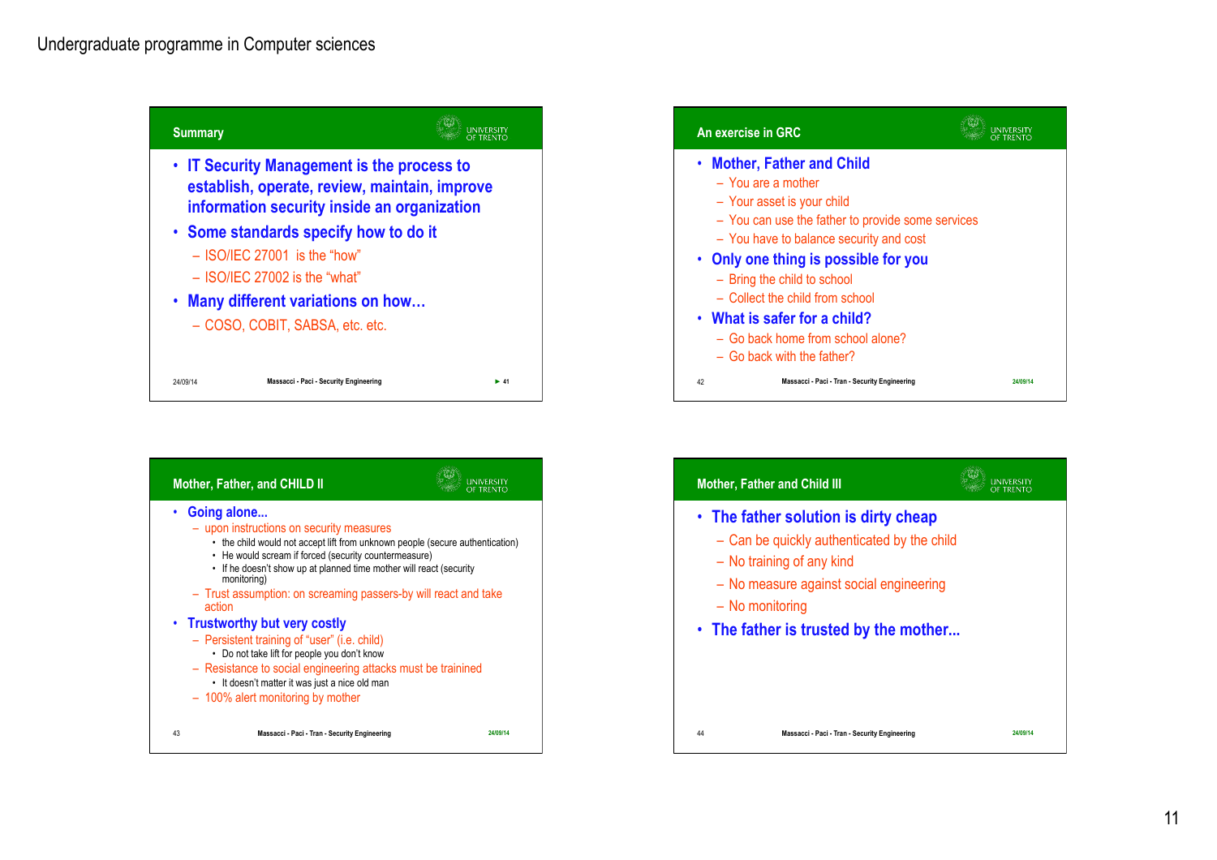## Summary

- IT Security Management is the process to establish, operate, review, maintain, improve information security inside an organization
- Some standards specify how to do it
  - ISO/IEC 27001 is the "how"
  - ISO/IEC 27002 is the "what"
- Many different variations on how…
  - COSO, COBIT, SABSA, etc. etc.

## An exercise in GRC

- Mother, Father and Child
  - You are a mother
  - Your asset is your child
  - You can use the father to provide some services
  - You have to balance security and cost
- Only one thing is possible for you
  - Bring the child to school
  - Collect the child from school
- What is safer for a child?
  - Go back home from school alone?
  - Go back with the father?

## Mother, Father, and CHILD II

- Going alone...
  - upon instructions on security measures
    - the child would not accept lift from unknown people (secure authentication)
    - He would scream if forced (security countermeasure)
    - If he doesn't show up at planned time mother will react (security monitoring)
  - Trust assumption: on screaming passers-by will react and take action
- Trustworthy but very costly
  - Persistent training of "user" (i.e. child)
    - Do not take lift for people you don't know
  - Resistance to social engineering attacks must be trainined
    - It doesn't matter it was just a nice old man
  - 100% alert monitoring by mother

## Mother, Father and Child III

- The father solution is dirty cheap
  - Can be quickly authenticated by the child
  - No training of any kind
  - No measure against social engineering
  - No monitoring
- The father is trusted by the mother...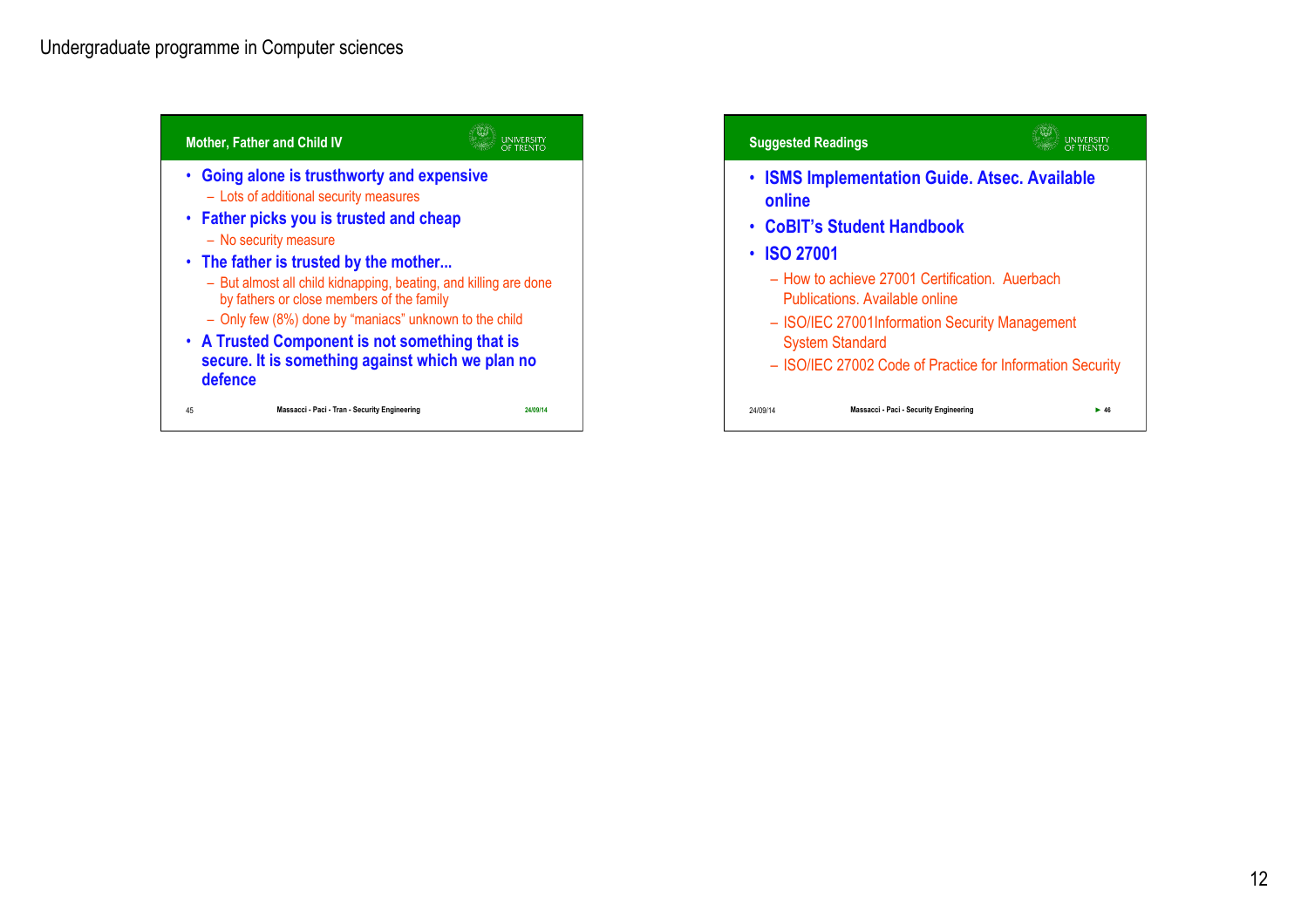## Mother, Father and Child IV

- Going alone is trusthworty and expensive
  - Lots of additional security measures
- Father picks you is trusted and cheap
  - No security measure
- The father is trusted by the mother...
  - But almost all child kidnapping, beating, and killing are done by fathers or close members of the family
  - Only few (8%) done by "maniacs" unknown to the child
- A Trusted Component is not something that is secure. It is something against which we plan no defence

## Suggested Readings

- ISMS Implementation Guide. Atsec. Available online
- CoBIT's Student Handbook
- ISO 27001
  - How to achieve 27001 Certification. Auerbach Publications. Available online
  - ISO/IEC 27001Information Security Management System Standard
  - ISO/IEC 27002 Code of Practice for Information Security